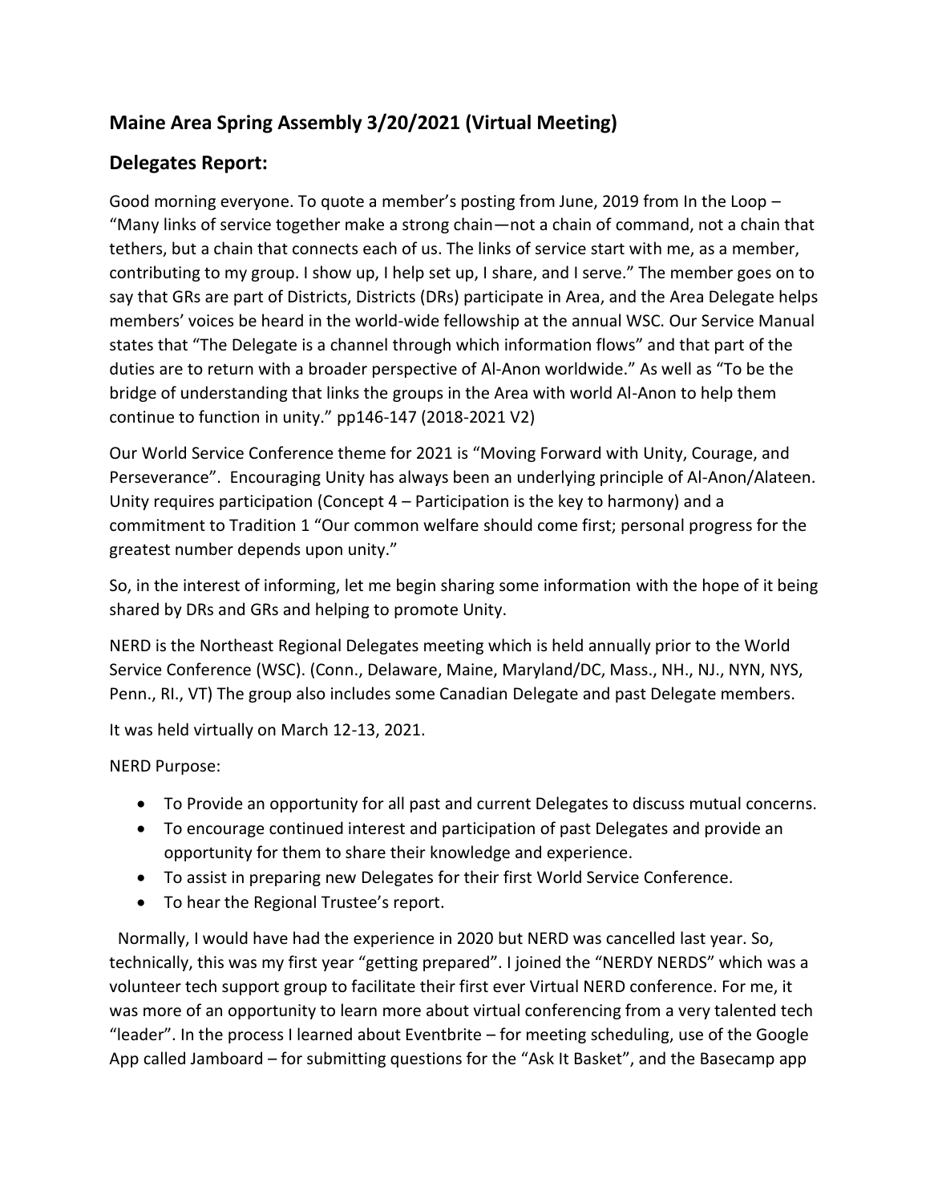## Maine Area Spring Assembly 3/20/2021 (Virtual Meeting)

## Delegates Report:

Good morning everyone. To quote a member's posting from June, 2019 from In the Loop – "Many links of service together make a strong chain—not a chain of command, not a chain that tethers, but a chain that connects each of us. The links of service start with me, as a member, contributing to my group. I show up, I help set up, I share, and I serve." The member goes on to say that GRs are part of Districts, Districts (DRs) participate in Area, and the Area Delegate helps members' voices be heard in the world-wide fellowship at the annual WSC. Our Service Manual states that "The Delegate is a channel through which information flows" and that part of the duties are to return with a broader perspective of Al-Anon worldwide." As well as "To be the bridge of understanding that links the groups in the Area with world Al-Anon to help them continue to function in unity." pp146-147 (2018-2021 V2)

Our World Service Conference theme for 2021 is "Moving Forward with Unity, Courage, and Perseverance". Encouraging Unity has always been an underlying principle of Al-Anon/Alateen. Unity requires participation (Concept 4 – Participation is the key to harmony) and a commitment to Tradition 1 "Our common welfare should come first; personal progress for the greatest number depends upon unity."

So, in the interest of informing, let me begin sharing some information with the hope of it being shared by DRs and GRs and helping to promote Unity.

NERD is the Northeast Regional Delegates meeting which is held annually prior to the World Service Conference (WSC). (Conn., Delaware, Maine, Maryland/DC, Mass., NH., NJ., NYN, NYS, Penn., RI., VT) The group also includes some Canadian Delegate and past Delegate members.

It was held virtually on March 12-13, 2021.

NERD Purpose:

- To Provide an opportunity for all past and current Delegates to discuss mutual concerns.
- To encourage continued interest and participation of past Delegates and provide an opportunity for them to share their knowledge and experience.
- To assist in preparing new Delegates for their first World Service Conference.
- To hear the Regional Trustee's report.

Normally, I would have had the experience in 2020 but NERD was cancelled last year. So, technically, this was my first year "getting prepared". I joined the "NERDY NERDS" which was a volunteer tech support group to facilitate their first ever Virtual NERD conference. For me, it was more of an opportunity to learn more about virtual conferencing from a very talented tech "leader". In the process I learned about Eventbrite – for meeting scheduling, use of the Google App called Jamboard – for submitting questions for the "Ask It Basket", and the Basecamp app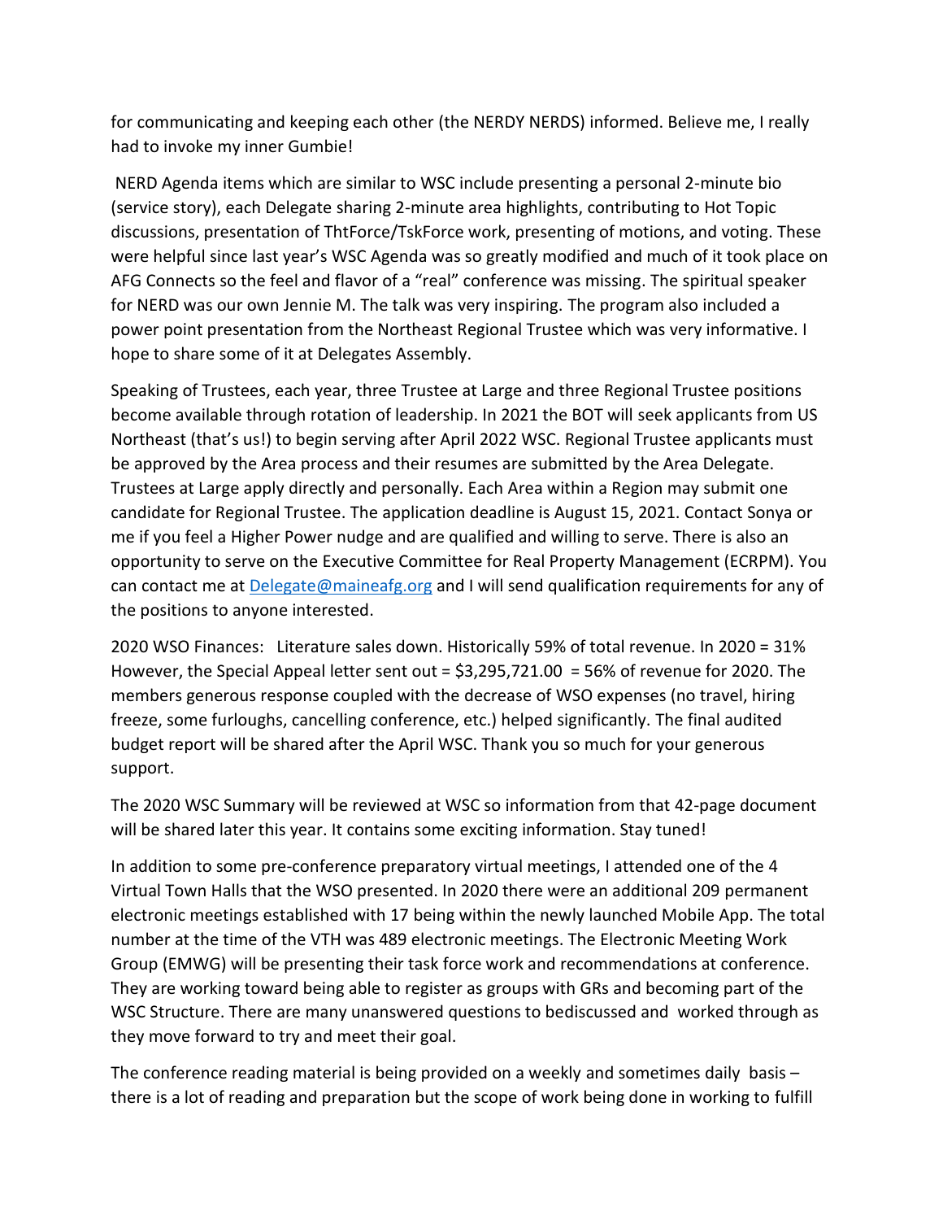for communicating and keeping each other (the NERDY NERDS) informed. Believe me, I really had to invoke my inner Gumbie!

NERD Agenda items which are similar to WSC include presenting a personal 2-minute bio (service story), each Delegate sharing 2-minute area highlights, contributing to Hot Topic discussions, presentation of ThtForce/TskForce work, presenting of motions, and voting. These were helpful since last year's WSC Agenda was so greatly modified and much of it took place on AFG Connects so the feel and flavor of a "real" conference was missing. The spiritual speaker for NERD was our own Jennie M. The talk was very inspiring. The program also included a power point presentation from the Northeast Regional Trustee which was very informative. I hope to share some of it at Delegates Assembly.

Speaking of Trustees, each year, three Trustee at Large and three Regional Trustee positions become available through rotation of leadership. In 2021 the BOT will seek applicants from US Northeast (that's us!) to begin serving after April 2022 WSC. Regional Trustee applicants must be approved by the Area process and their resumes are submitted by the Area Delegate. Trustees at Large apply directly and personally. Each Area within a Region may submit one candidate for Regional Trustee. The application deadline is August 15, 2021. Contact Sonya or me if you feel a Higher Power nudge and are qualified and willing to serve. There is also an opportunity to serve on the Executive Committee for Real Property Management (ECRPM). You can contact me at [Delegate@maineafg.org](mailto:Delegate@maineafg.org) and I will send qualification requirements for any of the positions to anyone interested.

2020 WSO Finances: Literature sales down. Historically 59% of total revenue. In 2020 = 31% However, the Special Appeal letter sent out = $3,295,721.00 = 56% of revenue for 2020. The members generous response coupled with the decrease of WSO expenses (no travel, hiring freeze, some furloughs, cancelling conference, etc.) helped significantly. The final audited budget report will be shared after the April WSC. Thank you so much for your generous support.

The 2020 WSC Summary will be reviewed at WSC so information from that 42-page document will be shared later this year. It contains some exciting information. Stay tuned!

In addition to some pre-conference preparatory virtual meetings, I attended one of the 4 Virtual Town Halls that the WSO presented. In 2020 there were an additional 209 permanent electronic meetings established with 17 being within the newly launched Mobile App. The total number at the time of the VTH was 489 electronic meetings. The Electronic Meeting Work Group (EMWG) will be presenting their task force work and recommendations at conference. They are working toward being able to register as groups with GRs and becoming part of the WSC Structure. There are many unanswered questions to bediscussed and worked through as they move forward to try and meet their goal.

The conference reading material is being provided on a weekly and sometimes daily basis – there is a lot of reading and preparation but the scope of work being done in working to fulfill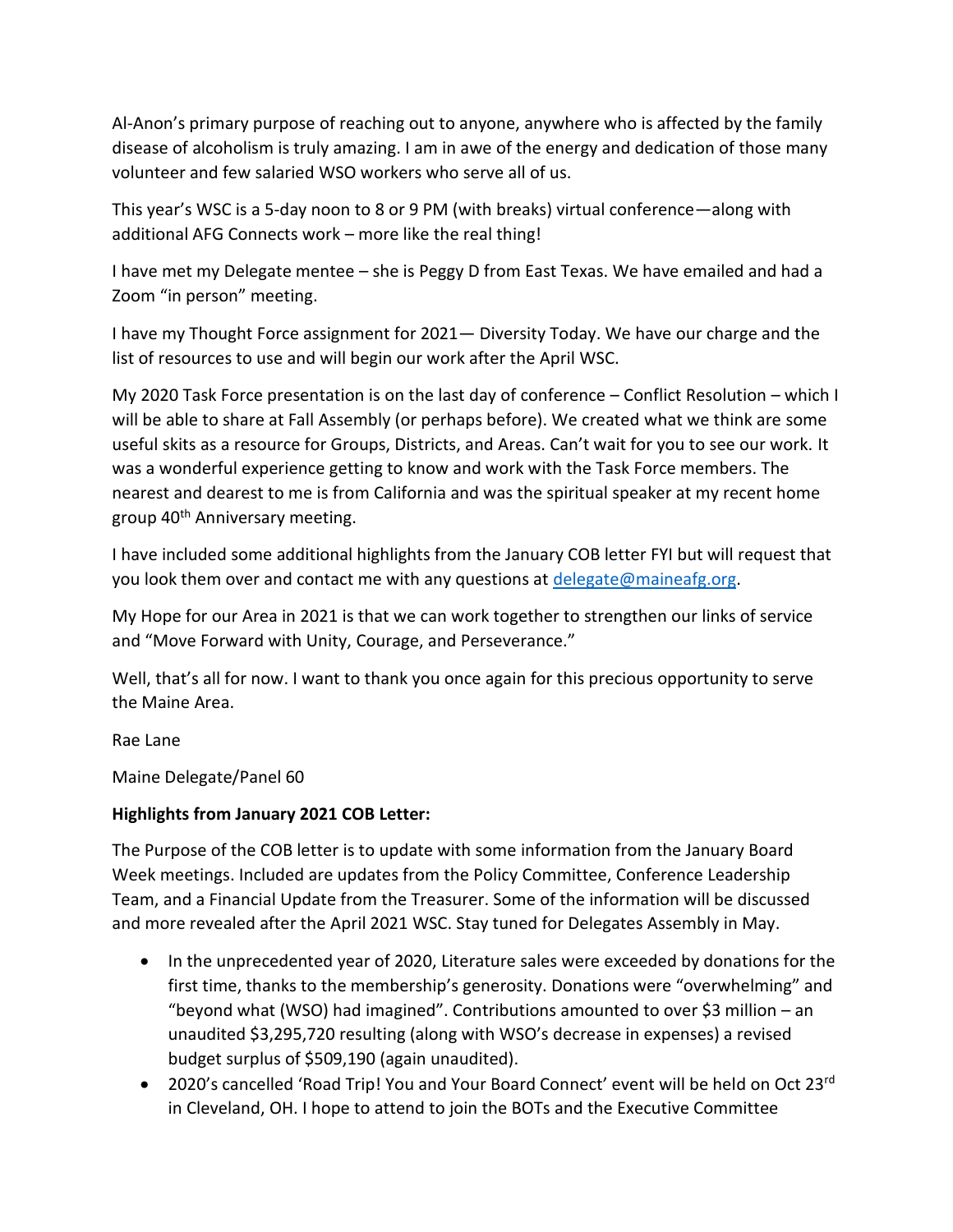Al-Anon's primary purpose of reaching out to anyone, anywhere who is affected by the family disease of alcoholism is truly amazing. I am in awe of the energy and dedication of those many volunteer and few salaried WSO workers who serve all of us.

This year's WSC is a 5-day noon to 8 or 9 PM (with breaks) virtual conference—along with additional AFG Connects work – more like the real thing!

I have met my Delegate mentee – she is Peggy D from East Texas. We have emailed and had a Zoom "in person" meeting.

I have my Thought Force assignment for 2021— Diversity Today. We have our charge and the list of resources to use and will begin our work after the April WSC.

My 2020 Task Force presentation is on the last day of conference – Conflict Resolution – which I will be able to share at Fall Assembly (or perhaps before). We created what we think are some useful skits as a resource for Groups, Districts, and Areas. Can't wait for you to see our work. It was a wonderful experience getting to know and work with the Task Force members. The nearest and dearest to me is from California and was the spiritual speaker at my recent home group 40th Anniversary meeting.

I have included some additional highlights from the January COB letter FYI but will request that you look them over and contact me with any questions at delegate@maineafg.org.

My Hope for our Area in 2021 is that we can work together to strengthen our links of service and "Move Forward with Unity, Courage, and Perseverance."

Well, that's all for now. I want to thank you once again for this precious opportunity to serve the Maine Area.

Rae Lane

Maine Delegate/Panel 60

**Highlights from January 2021 COB Letter:**

The Purpose of the COB letter is to update with some information from the January Board Week meetings. Included are updates from the Policy Committee, Conference Leadership Team, and a Financial Update from the Treasurer. Some of the information will be discussed and more revealed after the April 2021 WSC. Stay tuned for Delegates Assembly in May.

- In the unprecedented year of 2020, Literature sales were exceeded by donations for the first time, thanks to the membership's generosity. Donations were "overwhelming" and "beyond what (WSO) had imagined". Contributions amounted to over $3 million – an unaudited $3,295,720 resulting (along with WSO's decrease in expenses) a revised budget surplus of $509,190 (again unaudited).
- 2020's cancelled 'Road Trip! You and Your Board Connect' event will be held on Oct 23rd in Cleveland, OH. I hope to attend to join the BOTs and the Executive Committee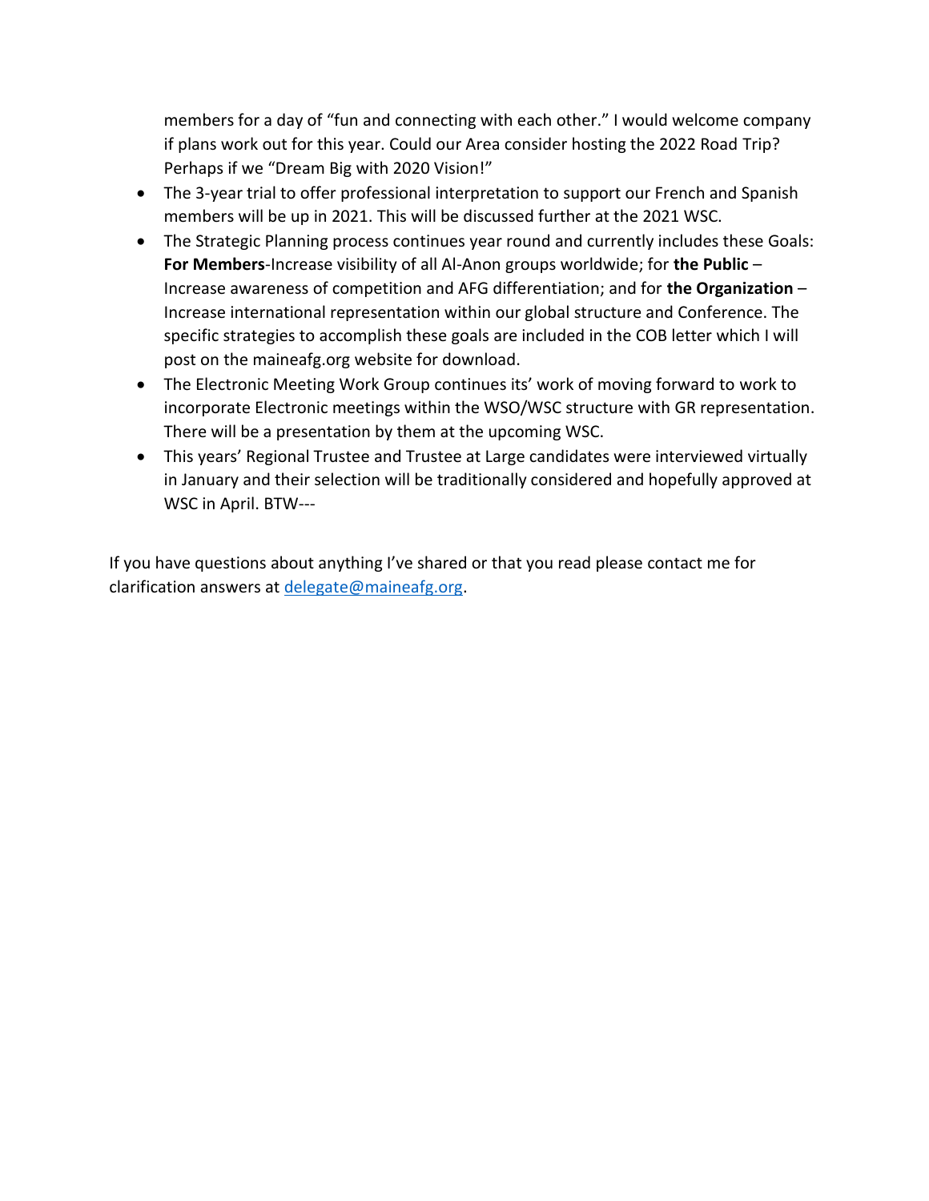members for a day of "fun and connecting with each other." I would welcome company if plans work out for this year. Could our Area consider hosting the 2022 Road Trip? Perhaps if we "Dream Big with 2020 Vision!"

- The 3-year trial to offer professional interpretation to support our French and Spanish members will be up in 2021. This will be discussed further at the 2021 WSC.
- The Strategic Planning process continues year round and currently includes these Goals: **For Members**-Increase visibility of all Al-Anon groups worldwide; for **the Public** – Increase awareness of competition and AFG differentiation; and for **the Organization** – Increase international representation within our global structure and Conference. The specific strategies to accomplish these goals are included in the COB letter which I will post on the maineafg.org website for download.
- The Electronic Meeting Work Group continues its' work of moving forward to work to incorporate Electronic meetings within the WSO/WSC structure with GR representation. There will be a presentation by them at the upcoming WSC.
- This years' Regional Trustee and Trustee at Large candidates were interviewed virtually in January and their selection will be traditionally considered and hopefully approved at WSC in April. BTW---

If you have questions about anything I've shared or that you read please contact me for clarification answers at [delegate@maineafg.org](mailto:delegate@maineafg.org).